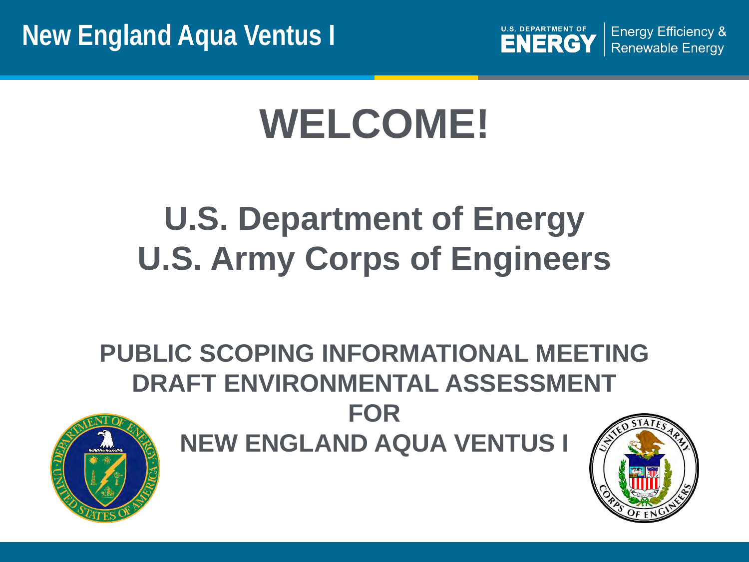# WELCOME!

## U.S. Department of Energy
## U.S. Army Corps of Engineers

**PUBLIC SCOPING INFORMATIONAL MEETING**
**DRAFT ENVIRONMENTAL ASSESSMENT**
**FOR**
**NEW ENGLAND AQUA VENTUS I**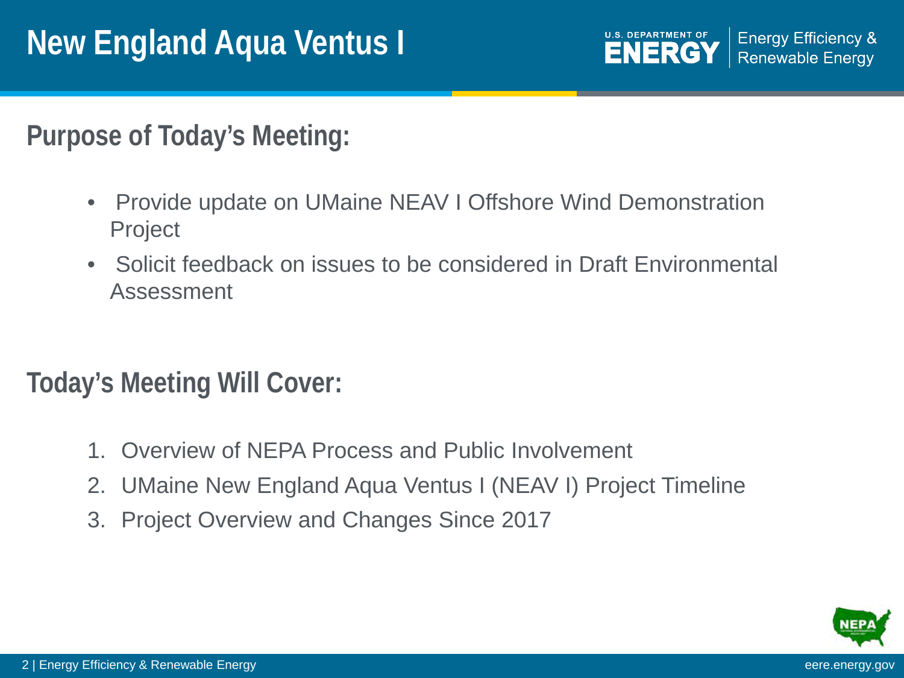# New England Aqua Ventus I

## Purpose of Today's Meeting:

- Provide update on UMaine NEAV I Offshore Wind Demonstration Project
- Solicit feedback on issues to be considered in Draft Environmental Assessment

## Today's Meeting Will Cover:

1. Overview of NEPA Process and Public Involvement
2. UMaine New England Aqua Ventus I (NEAV I) Project Timeline
3. Project Overview and Changes Since 2017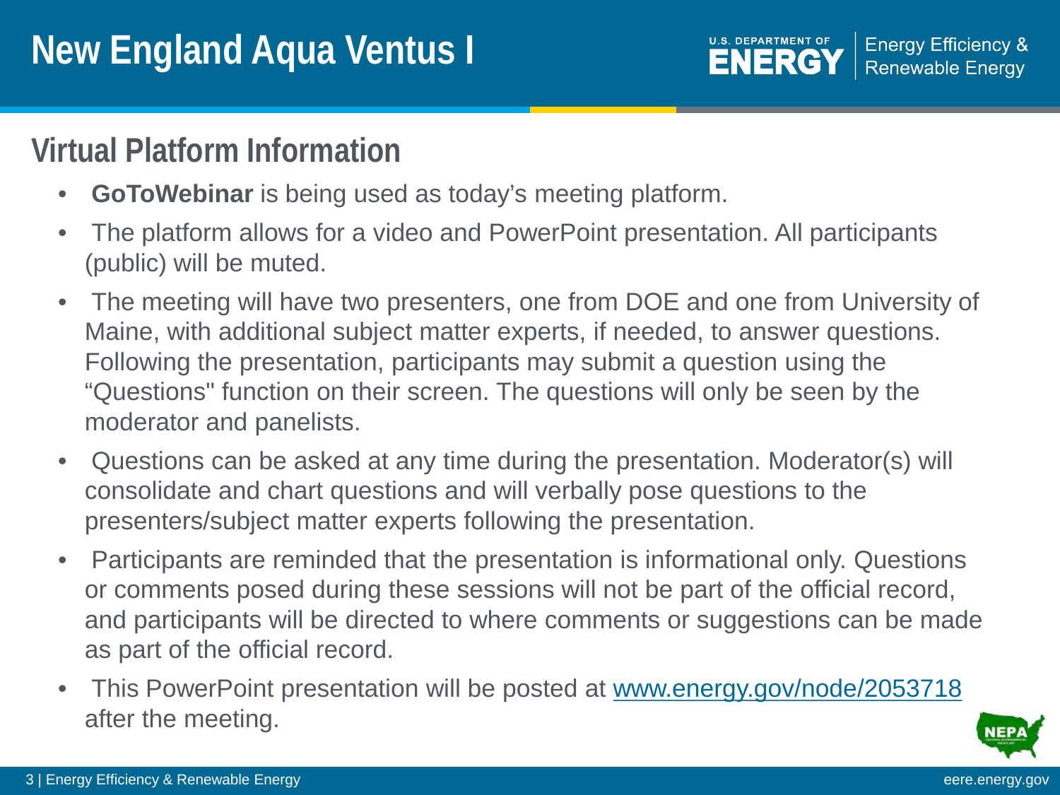# New England Aqua Ventus I

## Virtual Platform Information

- **GoToWebinar** is being used as today's meeting platform.
- The platform allows for a video and PowerPoint presentation. All participants (public) will be muted.
- The meeting will have two presenters, one from DOE and one from University of Maine, with additional subject matter experts, if needed, to answer questions. Following the presentation, participants may submit a question using the "Questions" function on their screen. The questions will only be seen by the moderator and panelists.
- Questions can be asked at any time during the presentation. Moderator(s) will consolidate and chart questions and will verbally pose questions to the presenters/subject matter experts following the presentation.
- Participants are reminded that the presentation is informational only. Questions or comments posed during these sessions will not be part of the official record, and participants will be directed to where comments or suggestions can be made as part of the official record.
- This PowerPoint presentation will be posted at www.energy.gov/node/2053718 after the meeting.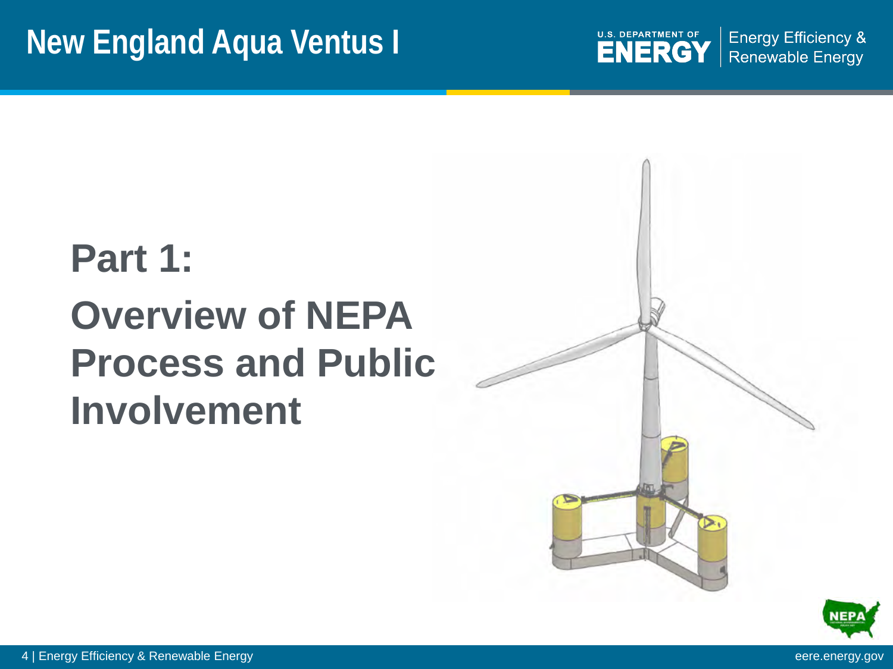# New England Aqua Ventus I

## Part 1:

## Overview of NEPA Process and Public Involvement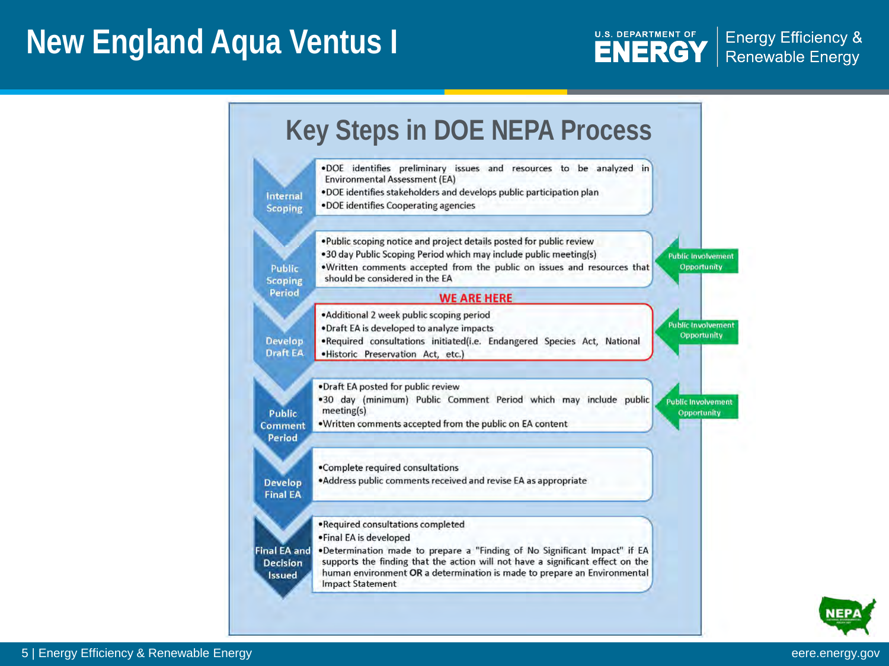# New England Aqua Ventus I

## Key Steps in DOE NEPA Process

**Internal Scoping**

- DOE identifies preliminary issues and resources to be analyzed in Environmental Assessment (EA)
- DOE identifies stakeholders and develops public participation plan
- DOE identifies Cooperating agencies

**Public Scoping Period** — *Public Involvement Opportunity*

- Public scoping notice and project details posted for public review
- 30 day Public Scoping Period which may include public meeting(s)
- Written comments accepted from the public on issues and resources that should be considered in the EA

**WE ARE HERE**

**Develop Draft EA** — *Public Involvement Opportunity*

- Additional 2 week public scoping period
- Draft EA is developed to analyze impacts
- Required consultations initiated(i.e. Endangered Species Act, National
- Historic Preservation Act, etc.)

**Public Comment Period** — *Public Involvement Opportunity*

- Draft EA posted for public review
- 30 day (minimum) Public Comment Period which may include public meeting(s)
- Written comments accepted from the public on EA content

**Develop Final EA**

- Complete required consultations
- Address public comments received and revise EA as appropriate

**Final EA and Decision Issued**

- Required consultations completed
- Final EA is developed
- Determination made to prepare a "Finding of No Significant Impact" if EA supports the finding that the action will not have a significant effect on the human environment **OR** a determination is made to prepare an Environmental Impact Statement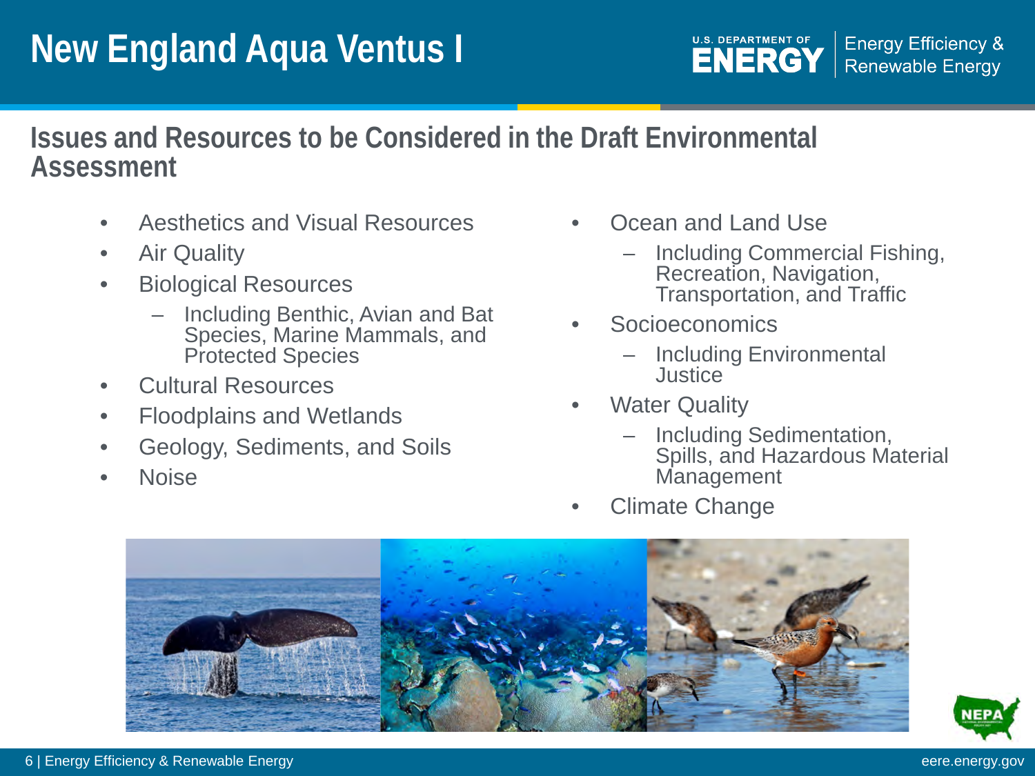# New England Aqua Ventus I

## Issues and Resources to be Considered in the Draft Environmental Assessment

- Aesthetics and Visual Resources
- Air Quality
- Biological Resources
  - Including Benthic, Avian and Bat Species, Marine Mammals, and Protected Species
- Cultural Resources
- Floodplains and Wetlands
- Geology, Sediments, and Soils
- Noise
- Ocean and Land Use
  - Including Commercial Fishing, Recreation, Navigation, Transportation, and Traffic
- Socioeconomics
  - Including Environmental Justice
- Water Quality
  - Including Sedimentation, Spills, and Hazardous Material Management
- Climate Change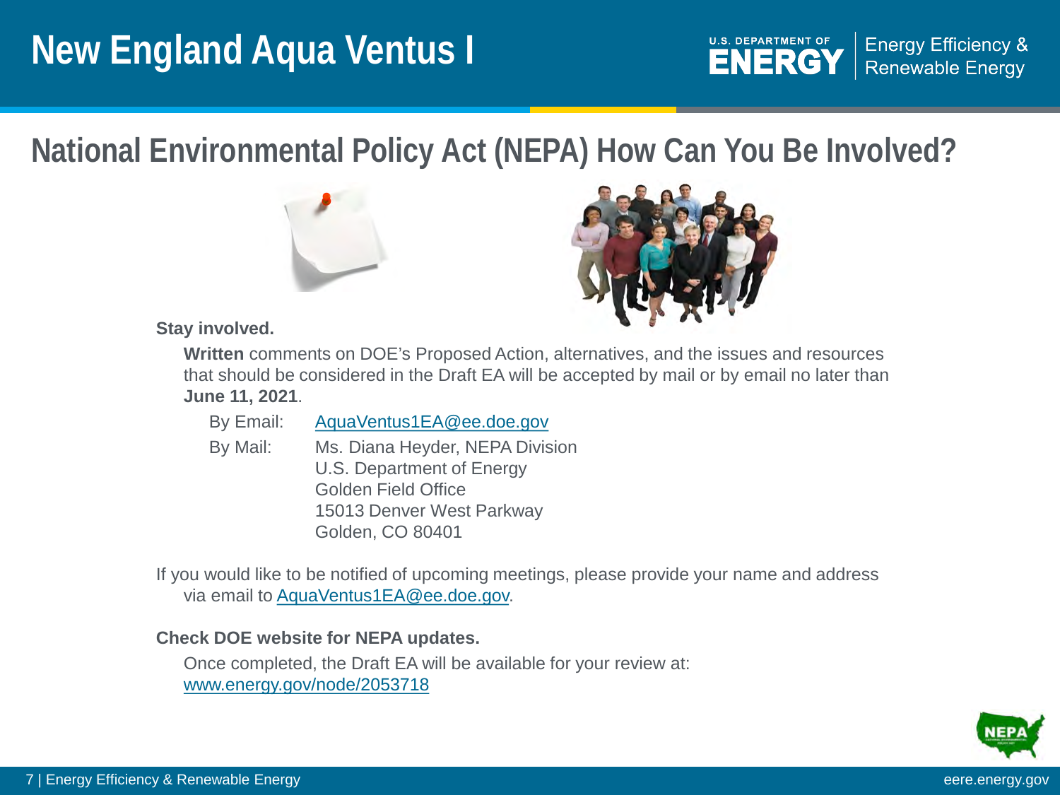# New England Aqua Ventus I

## National Environmental Policy Act (NEPA) How Can You Be Involved?

**Stay involved.**

**Written** comments on DOE's Proposed Action, alternatives, and the issues and resources that should be considered in the Draft EA will be accepted by mail or by email no later than **June 11, 2021**.

By Email: AquaVentus1EA@ee.doe.gov

By Mail: Ms. Diana Heyder, NEPA Division
U.S. Department of Energy
Golden Field Office
15013 Denver West Parkway
Golden, CO 80401

If you would like to be notified of upcoming meetings, please provide your name and address via email to AquaVentus1EA@ee.doe.gov.

**Check DOE website for NEPA updates.**

Once completed, the Draft EA will be available for your review at: www.energy.gov/node/2053718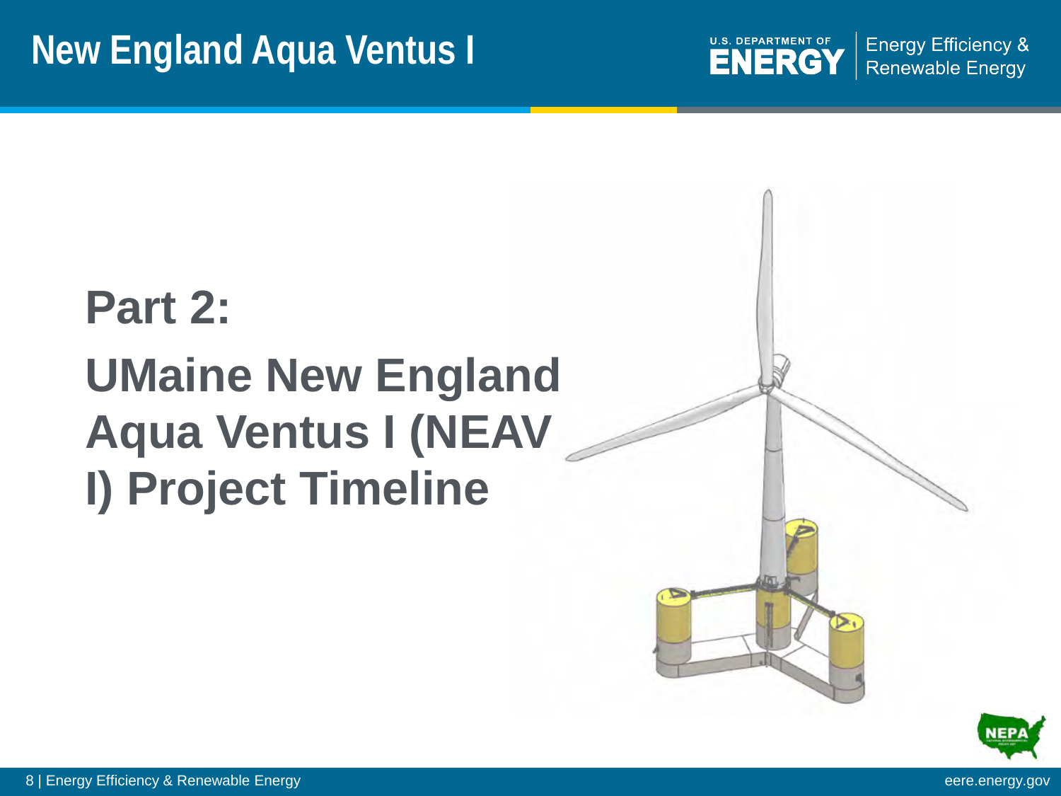# New England Aqua Ventus I

## Part 2:

## UMaine New England Aqua Ventus I (NEAV I) Project Timeline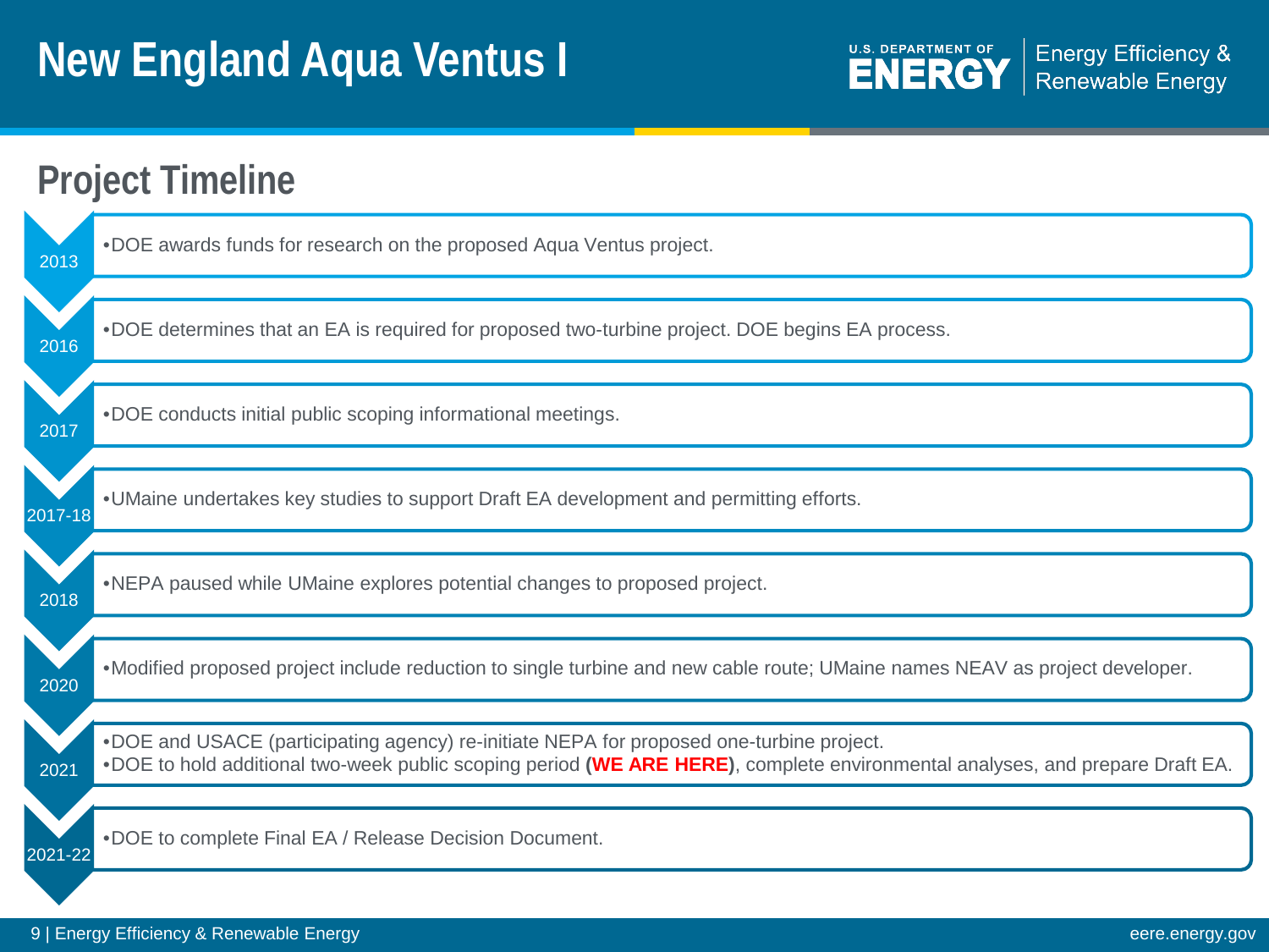# New England Aqua Ventus I

## Project Timeline

| Year | Milestone |
|---|---|
| 2013 | •DOE awards funds for research on the proposed Aqua Ventus project. |
| 2016 | •DOE determines that an EA is required for proposed two-turbine project. DOE begins EA process. |
| 2017 | •DOE conducts initial public scoping informational meetings. |
| 2017-18 | •UMaine undertakes key studies to support Draft EA development and permitting efforts. |
| 2018 | •NEPA paused while UMaine explores potential changes to proposed project. |
| 2020 | •Modified proposed project include reduction to single turbine and new cable route; UMaine names NEAV as project developer. |
| 2021 | •DOE and USACE (participating agency) re-initiate NEPA for proposed one-turbine project.<br>•DOE to hold additional two-week public scoping period **(WE ARE HERE)**, complete environmental analyses, and prepare Draft EA. |
| 2021-22 | •DOE to complete Final EA / Release Decision Document. |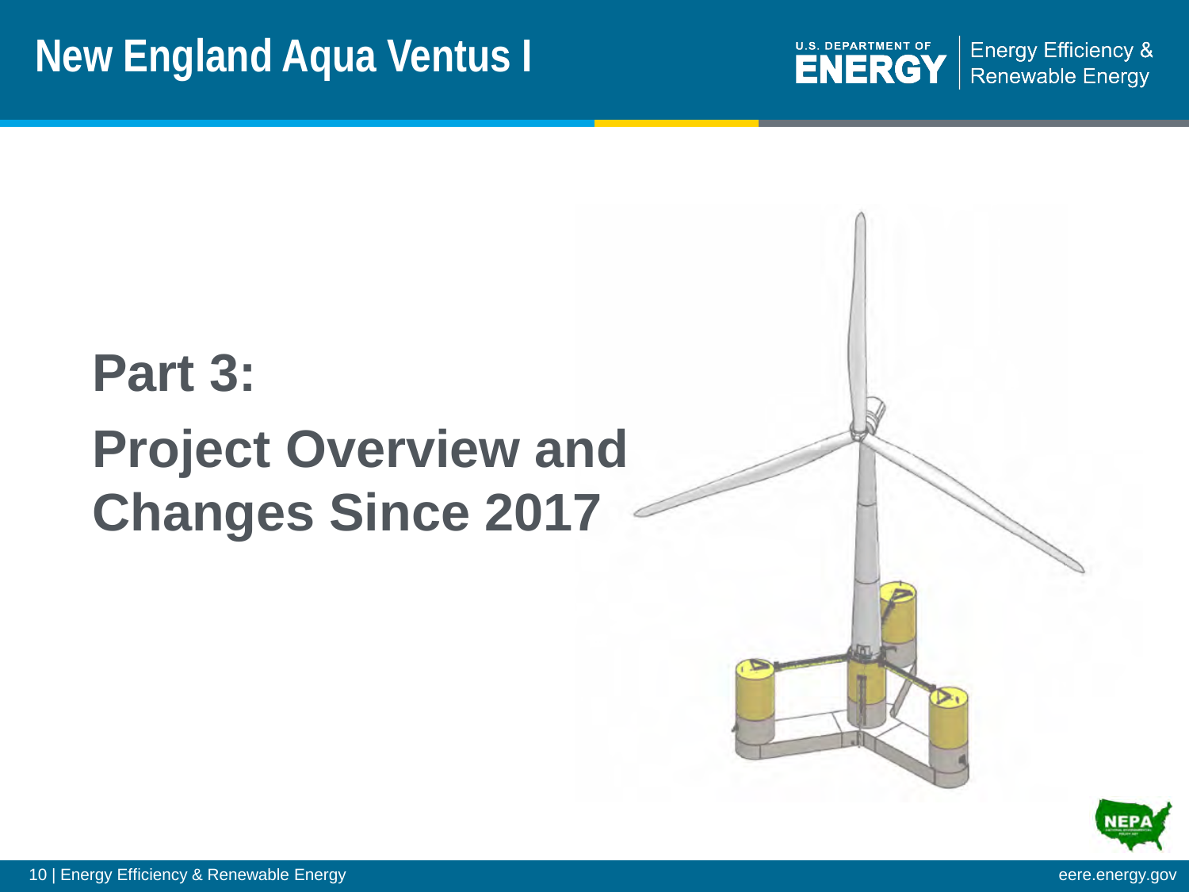# New England Aqua Ventus I

## Part 3:

## Project Overview and Changes Since 2017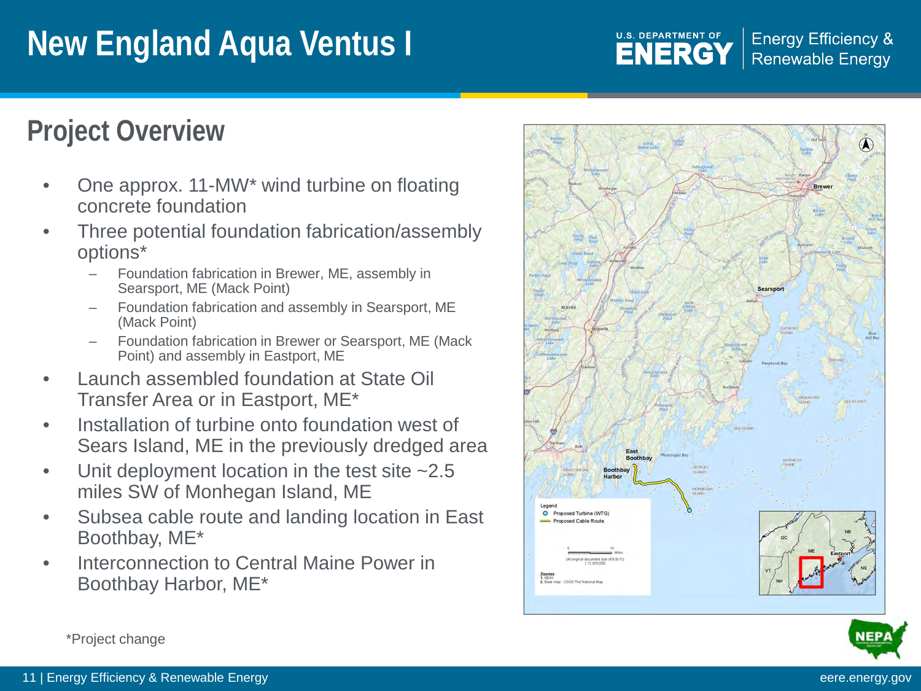# New England Aqua Ventus I

## Project Overview

- One approx. 11-MW* wind turbine on floating concrete foundation
- Three potential foundation fabrication/assembly options*
  - Foundation fabrication in Brewer, ME, assembly in Searsport, ME (Mack Point)
  - Foundation fabrication and assembly in Searsport, ME (Mack Point)
  - Foundation fabrication in Brewer or Searsport, ME (Mack Point) and assembly in Eastport, ME
- Launch assembled foundation at State Oil Transfer Area or in Eastport, ME*
- Installation of turbine onto foundation west of Sears Island, ME in the previously dredged area
- Unit deployment location in the test site ~2.5 miles SW of Monhegan Island, ME
- Subsea cable route and landing location in East Boothbay, ME*
- Interconnection to Central Maine Power in Boothbay Harbor, ME*

*Project change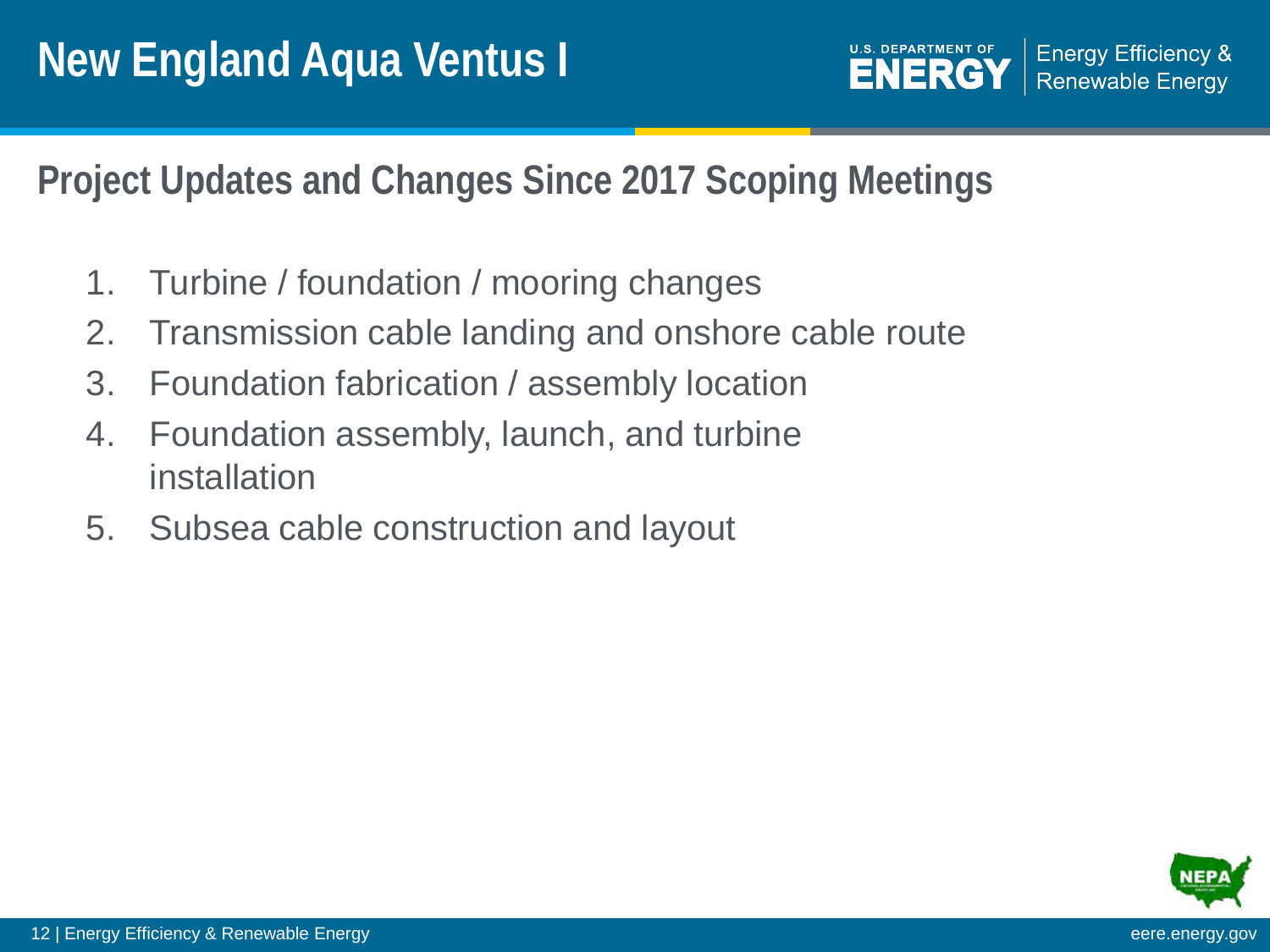# New England Aqua Ventus I

## Project Updates and Changes Since 2017 Scoping Meetings

1. Turbine / foundation / mooring changes
2. Transmission cable landing and onshore cable route
3. Foundation fabrication / assembly location
4. Foundation assembly, launch, and turbine installation
5. Subsea cable construction and layout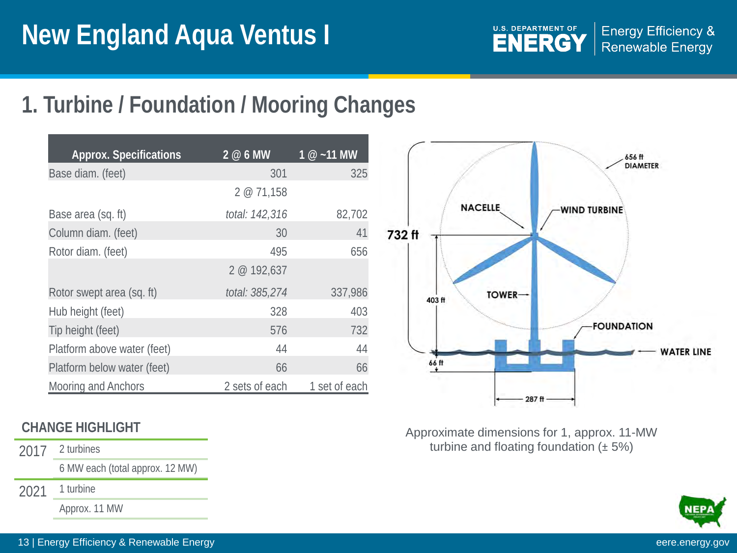# New England Aqua Ventus I

## 1. Turbine / Foundation / Mooring Changes

| Approx. Specifications | 2 @ 6 MW | 1 @ ~11 MW |
|---|---|---|
| Base diam. (feet) | 301 | 325 |
| Base area (sq. ft) | 2 @ 71,158 *total: 142,316* | 82,702 |
| Column diam. (feet) | 30 | 41 |
| Rotor diam. (feet) | 495 | 656 |
| Rotor swept area (sq. ft) | 2 @ 192,637 *total: 385,274* | 337,986 |
| Hub height (feet) | 328 | 403 |
| Tip height (feet) | 576 | 732 |
| Platform above water (feet) | 44 | 44 |
| Platform below water (feet) | 66 | 66 |
| Mooring and Anchors | 2 sets of each | 1 set of each |

### CHANGE HIGHLIGHT

| | |
|---|---|
| 2017 | 2 turbines |
| | 6 MW each (total approx. 12 MW) |
| 2021 | 1 turbine |
| | Approx. 11 MW |

Approximate dimensions for 1, approx. 11-MW turbine and floating foundation (± 5%)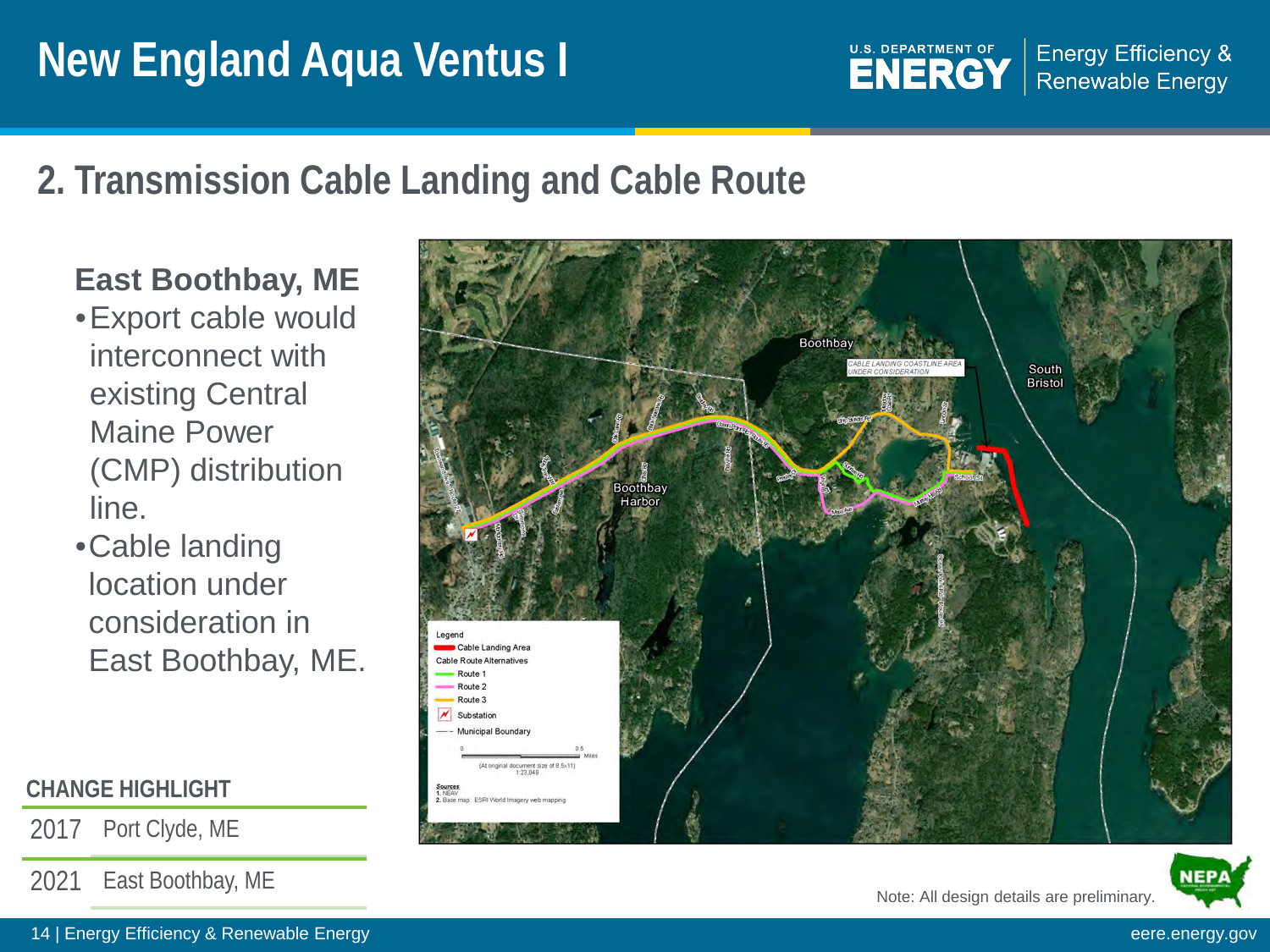# New England Aqua Ventus I

## 2. Transmission Cable Landing and Cable Route

### East Boothbay, ME

- Export cable would interconnect with existing Central Maine Power (CMP) distribution line.
- Cable landing location under consideration in East Boothbay, ME.

**CHANGE HIGHLIGHT**

| | |
|---|---|
| 2017 | Port Clyde, ME |
| 2021 | East Boothbay, ME |

Note: All design details are preliminary.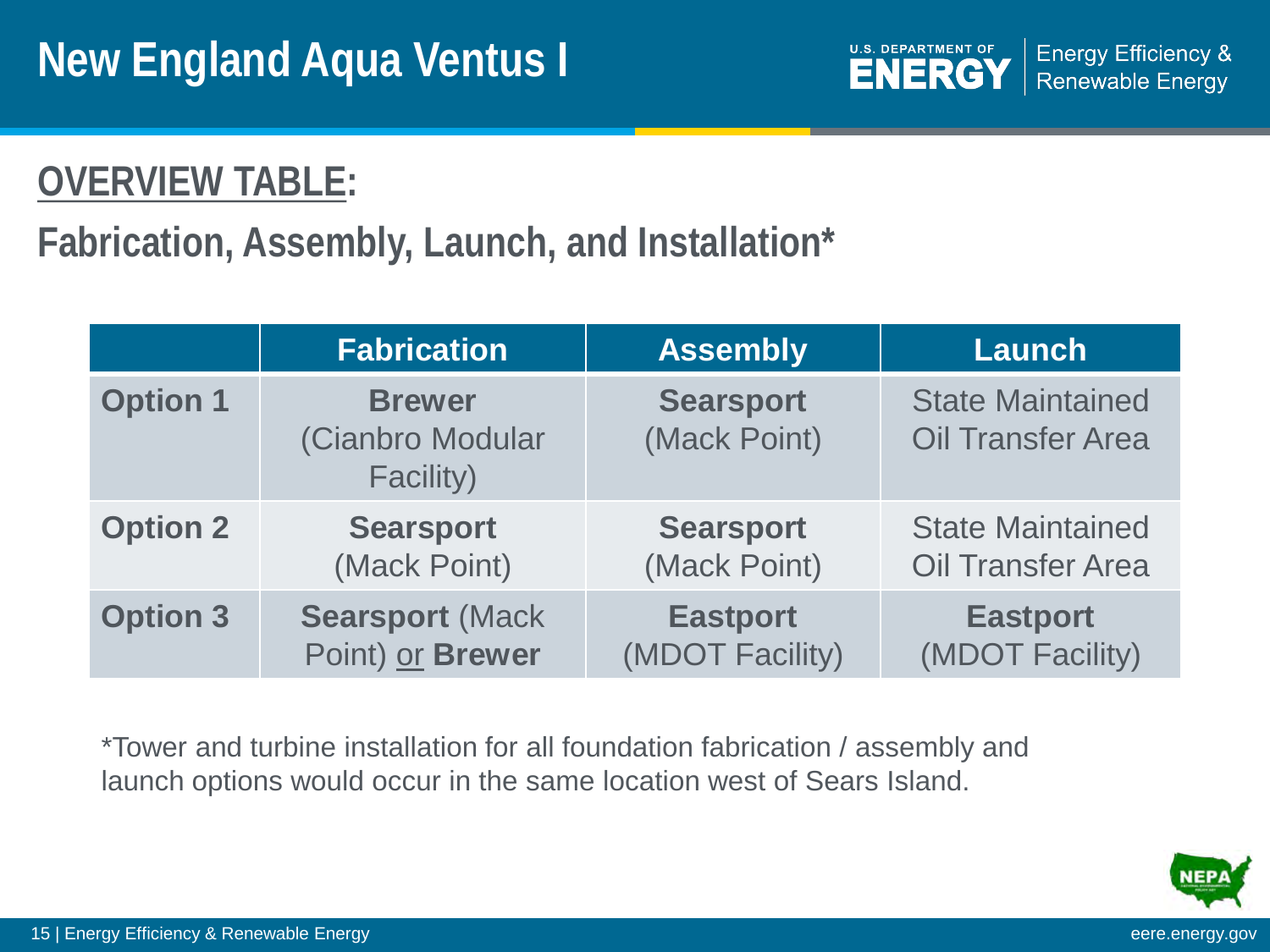# New England Aqua Ventus I

## OVERVIEW TABLE:

## Fabrication, Assembly, Launch, and Installation*

| | Fabrication | Assembly | Launch |
|---|---|---|---|
| **Option 1** | **Brewer** (Cianbro Modular Facility) | **Searsport** (Mack Point) | State Maintained Oil Transfer Area |
| **Option 2** | **Searsport** (Mack Point) | **Searsport** (Mack Point) | State Maintained Oil Transfer Area |
| **Option 3** | **Searsport** (Mack Point) or **Brewer** | **Eastport** (MDOT Facility) | **Eastport** (MDOT Facility) |

*Tower and turbine installation for all foundation fabrication / assembly and launch options would occur in the same location west of Sears Island.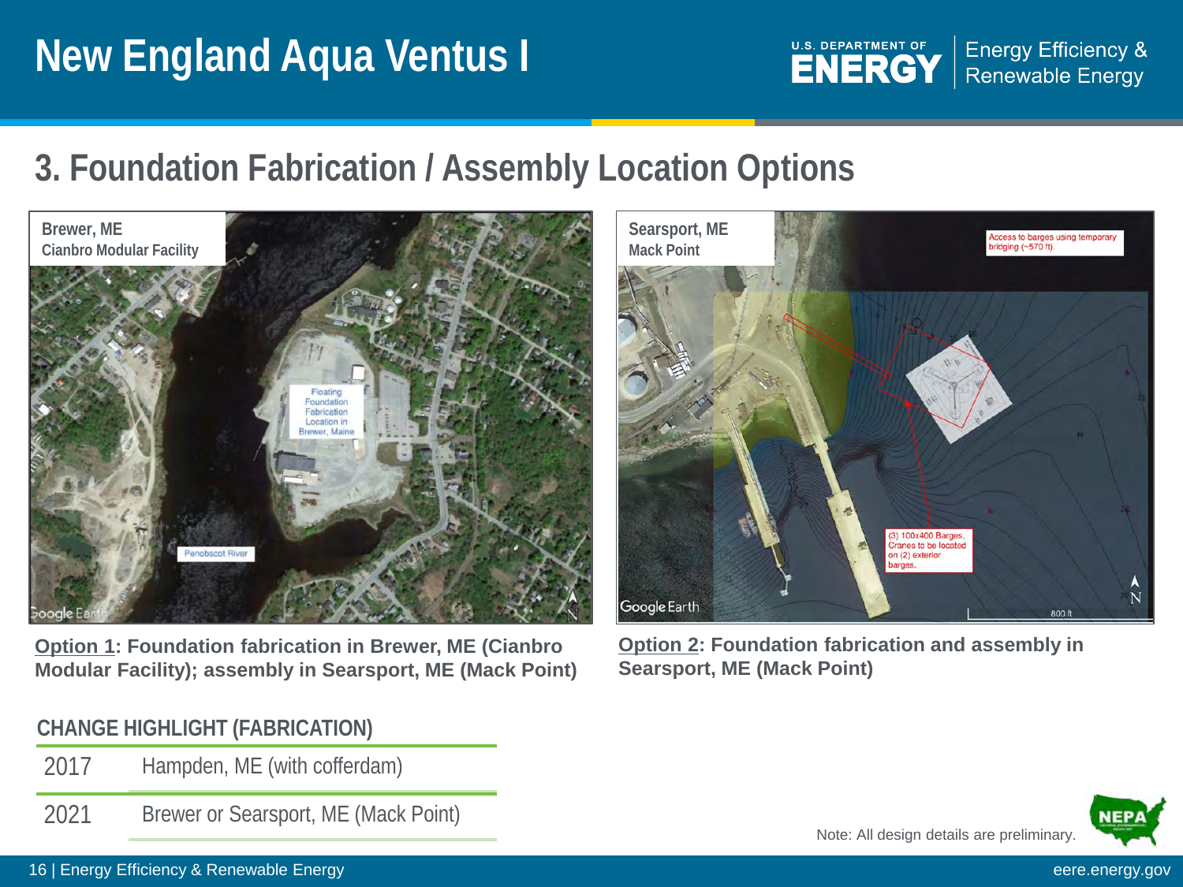# New England Aqua Ventus I

## 3. Foundation Fabrication / Assembly Location Options

**Brewer, ME**
**Cianbro Modular Facility**

**Searsport, ME**
**Mack Point**

**Option 1: Foundation fabrication in Brewer, ME (Cianbro Modular Facility); assembly in Searsport, ME (Mack Point)**

**Option 2: Foundation fabrication and assembly in Searsport, ME (Mack Point)**

**CHANGE HIGHLIGHT (FABRICATION)**

| | |
|---|---|
| 2017 | Hampden, ME (with cofferdam) |
| 2021 | Brewer or Searsport, ME (Mack Point) |

Note: All design details are preliminary.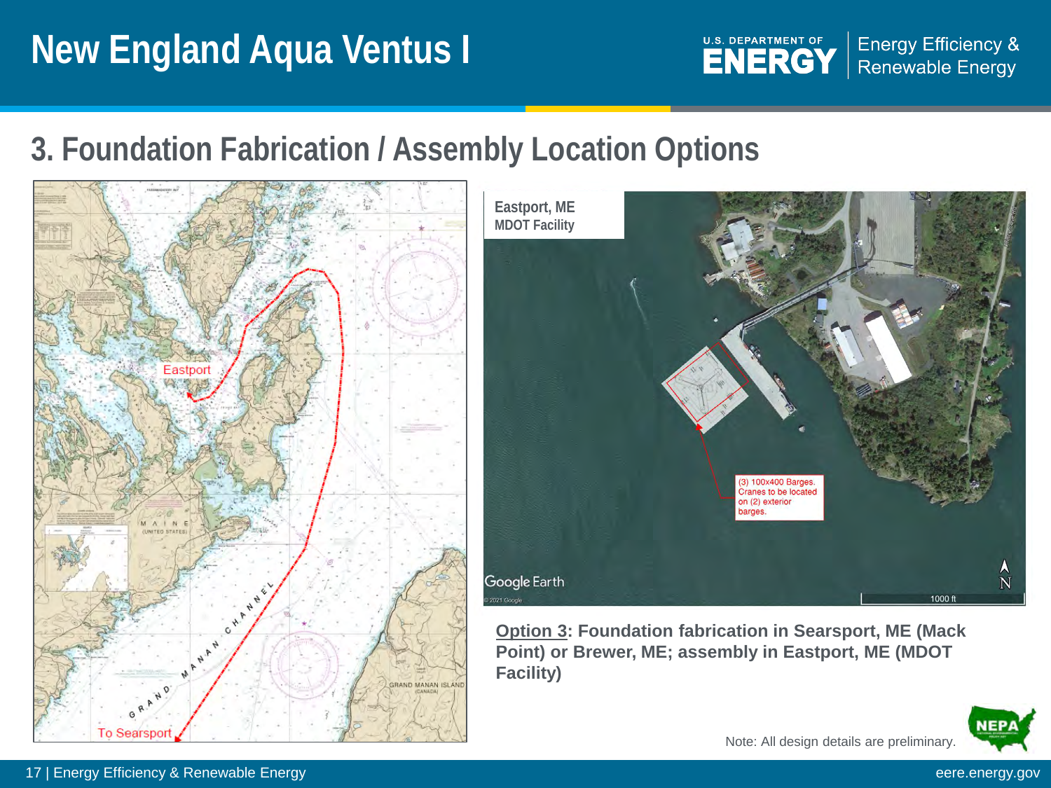# New England Aqua Ventus I

## 3. Foundation Fabrication / Assembly Location Options

Eastport

To Searsport

**Eastport, ME**
**MDOT Facility**

(3) 100x400 Barges. Cranes to be located on (2) exterior barges.

**<u>Option 3</u>: Foundation fabrication in Searsport, ME (Mack Point) or Brewer, ME; assembly in Eastport, ME (MDOT Facility)**

Note: All design details are preliminary.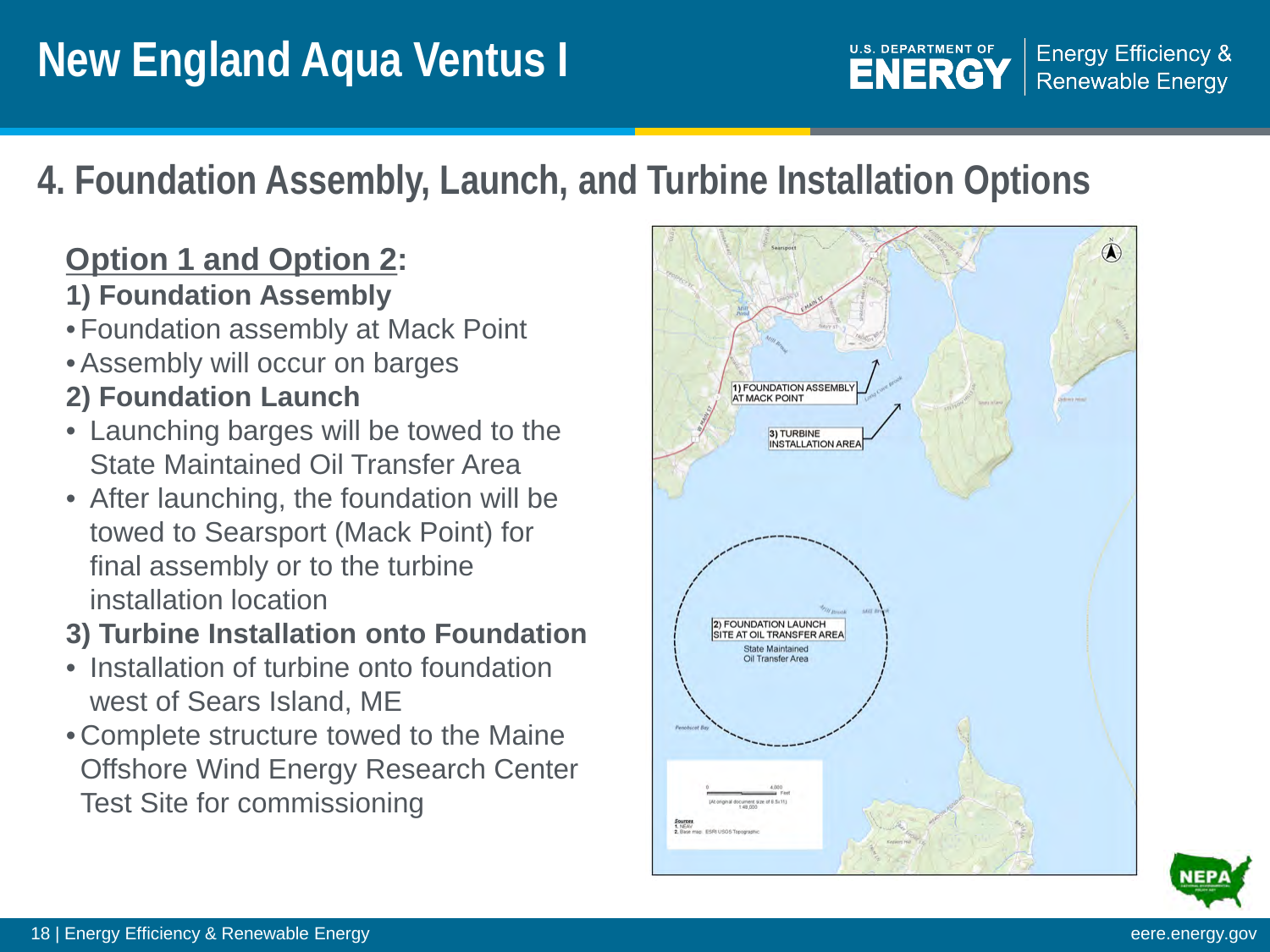# New England Aqua Ventus I

## 4. Foundation Assembly, Launch, and Turbine Installation Options

**Option 1 and Option 2:**

**1) Foundation Assembly**

- Foundation assembly at Mack Point
- Assembly will occur on barges

**2) Foundation Launch**

- Launching barges will be towed to the State Maintained Oil Transfer Area
- After launching, the foundation will be towed to Searsport (Mack Point) for final assembly or to the turbine installation location

**3) Turbine Installation onto Foundation**

- Installation of turbine onto foundation west of Sears Island, ME
- Complete structure towed to the Maine Offshore Wind Energy Research Center Test Site for commissioning

1) FOUNDATION ASSEMBLY AT MACK POINT

3) TURBINE INSTALLATION AREA

2) FOUNDATION LAUNCH SITE AT OIL TRANSFER AREA

State Maintained Oil Transfer Area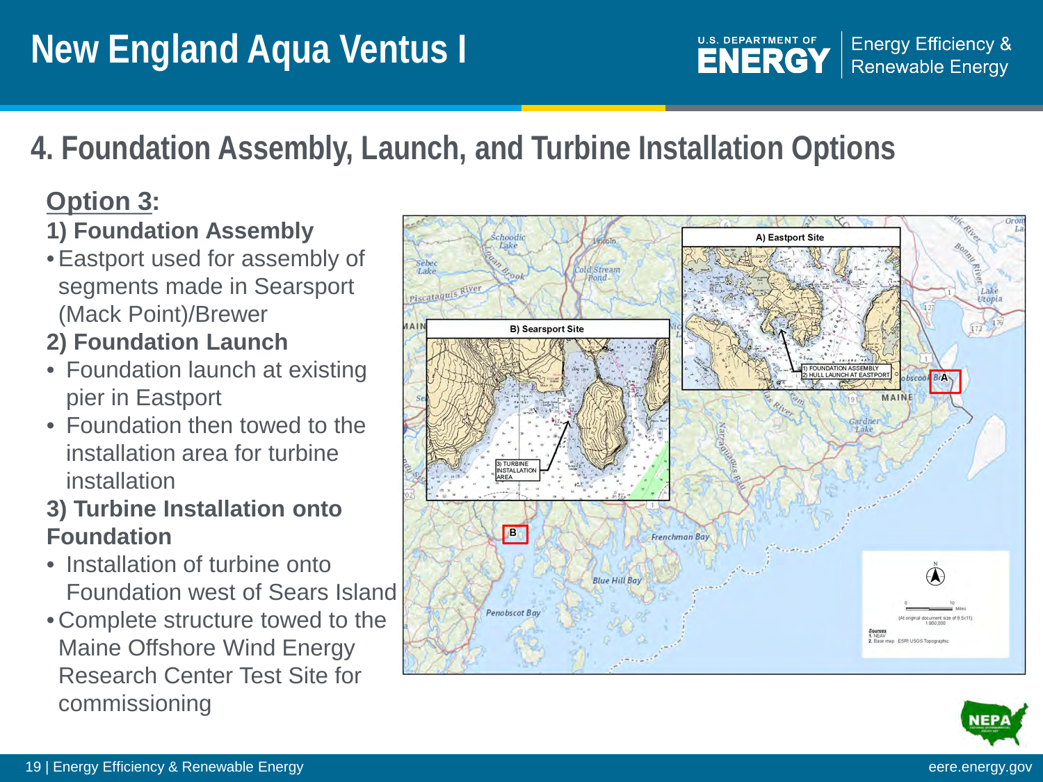# New England Aqua Ventus I

## 4. Foundation Assembly, Launch, and Turbine Installation Options

**Option 3:**

**1) Foundation Assembly**

- Eastport used for assembly of segments made in Searsport (Mack Point)/Brewer

**2) Foundation Launch**

- Foundation launch at existing pier in Eastport
- Foundation then towed to the installation area for turbine installation

**3) Turbine Installation onto Foundation**

- Installation of turbine onto Foundation west of Sears Island
- Complete structure towed to the Maine Offshore Wind Energy Research Center Test Site for commissioning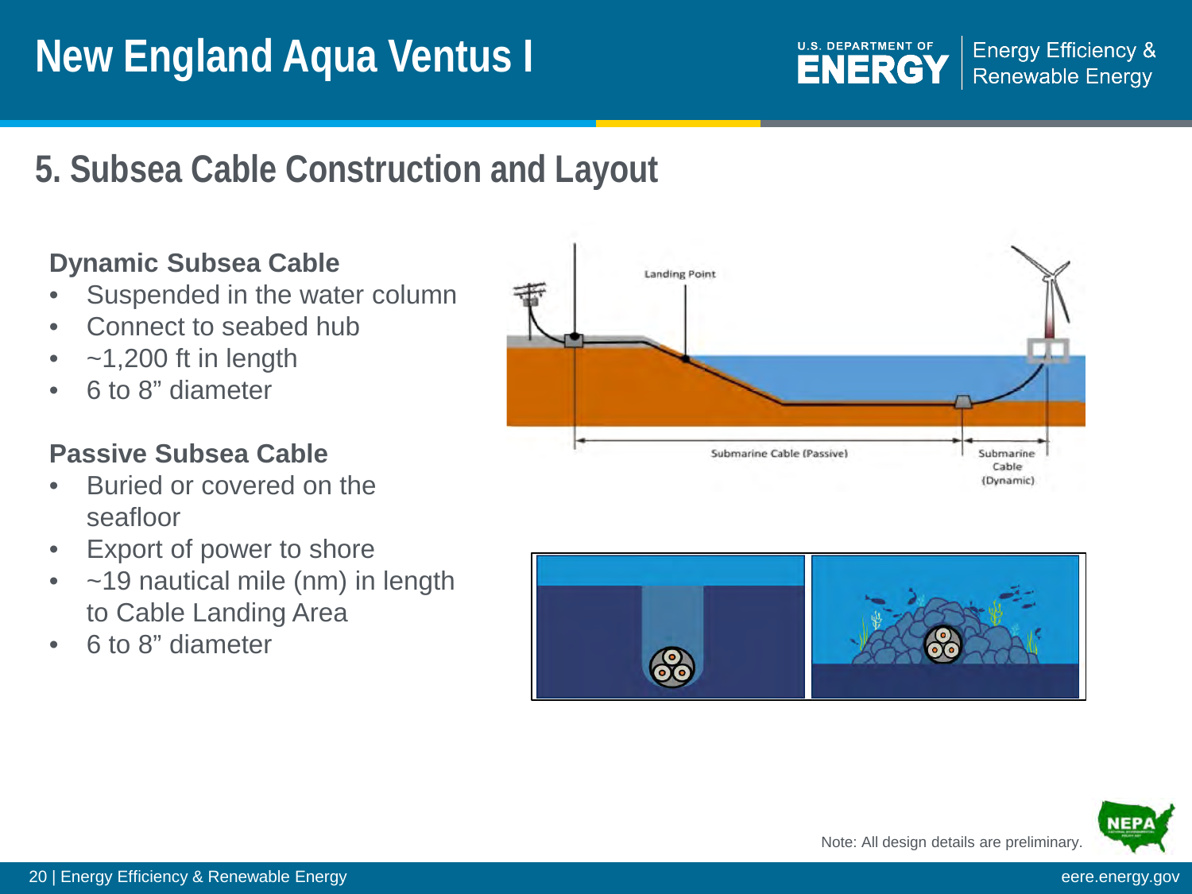# New England Aqua Ventus I

## 5. Subsea Cable Construction and Layout

### Dynamic Subsea Cable

- Suspended in the water column
- Connect to seabed hub
- ~1,200 ft in length
- 6 to 8” diameter

### Passive Subsea Cable

- Buried or covered on the seafloor
- Export of power to shore
- ~19 nautical mile (nm) in length to Cable Landing Area
- 6 to 8” diameter

Landing Point

Submarine Cable (Passive)

Submarine Cable (Dynamic)

Note: All design details are preliminary.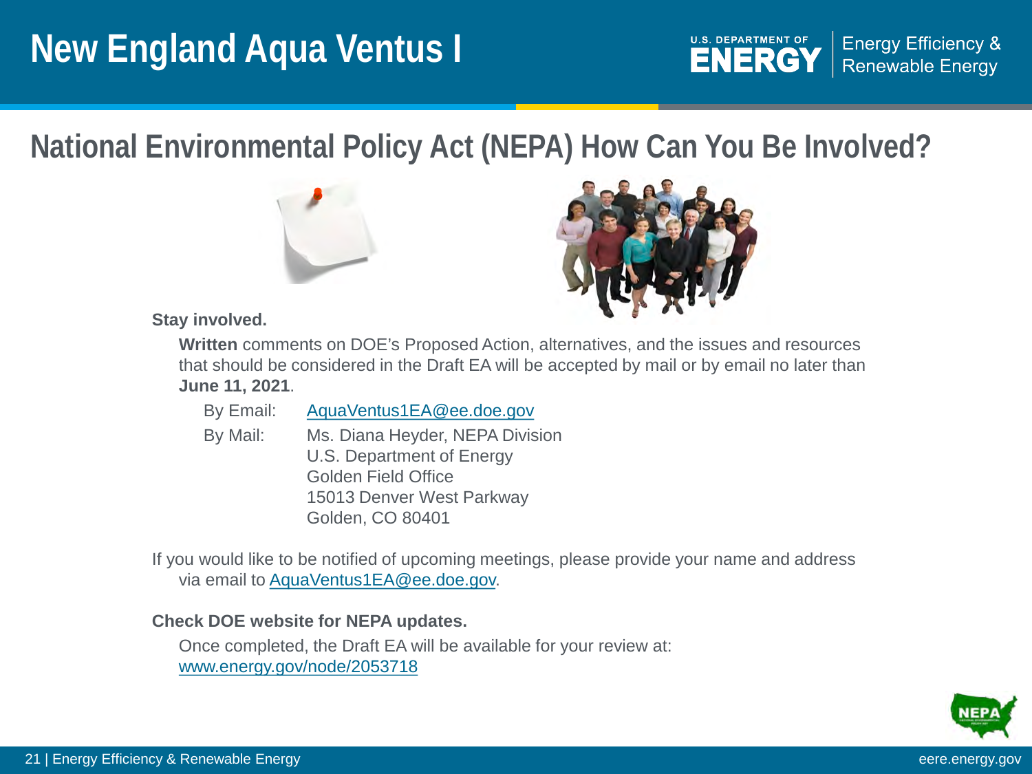# New England Aqua Ventus I

## National Environmental Policy Act (NEPA) How Can You Be Involved?

**Stay involved.**

**Written** comments on DOE's Proposed Action, alternatives, and the issues and resources that should be considered in the Draft EA will be accepted by mail or by email no later than **June 11, 2021**.

By Email: AquaVentus1EA@ee.doe.gov

By Mail: Ms. Diana Heyder, NEPA Division
U.S. Department of Energy
Golden Field Office
15013 Denver West Parkway
Golden, CO 80401

If you would like to be notified of upcoming meetings, please provide your name and address via email to AquaVentus1EA@ee.doe.gov.

**Check DOE website for NEPA updates.**

Once completed, the Draft EA will be available for your review at: www.energy.gov/node/2053718